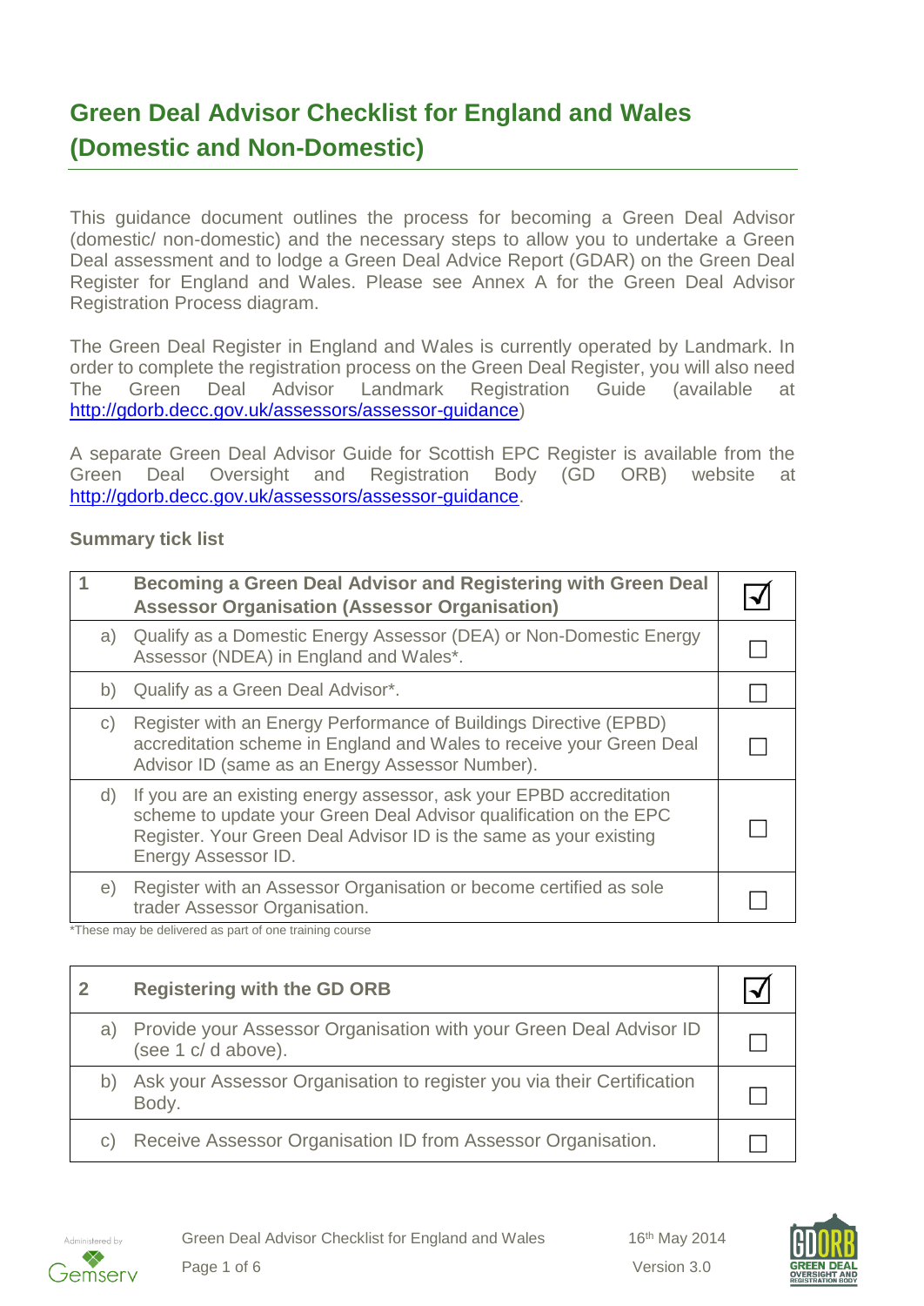# Green Deal Advisor Checklist for England and Wales (Domestic and Non-Domestic)

This guidance document outlines the process for becoming a Green Deal Advisor (domestic/ non-domestic) and the necessary steps to allow you to undertake a Green Deal assessment and to lodge a Green Deal Advice Report (GDAR) on the Green Deal Register for England and Wales. Please see Annex A for the Green Deal Advisor Registration Process diagram.

The Green Deal Register in England and Wales is currently operated by Landmark. In order to complete the registration process on the Green Deal Register, you will also need The Green Deal Advisor Landmark Registration Guide (available at http://gdorb.decc.gov.uk/assessors/assessor-guidance)

A separate Green Deal Advisor Guide for Scottish EPC Register is available from the Green Deal Oversight and Registration Body (GD ORB) website at http://gdorb.decc.gov.uk/assessors/assessor-guidance.

**Summary tick list**

| 1 | **Becoming a Green Deal Advisor and Registering with Green Deal Assessor Organisation (Assessor Organisation)** | ☑ |
|---|---|---|
| a) | Qualify as a Domestic Energy Assessor (DEA) or Non-Domestic Energy Assessor (NDEA) in England and Wales*. | ☐ |
| b) | Qualify as a Green Deal Advisor*. | ☐ |
| c) | Register with an Energy Performance of Buildings Directive (EPBD) accreditation scheme in England and Wales to receive your Green Deal Advisor ID (same as an Energy Assessor Number). | ☐ |
| d) | If you are an existing energy assessor, ask your EPBD accreditation scheme to update your Green Deal Advisor qualification on the EPC Register. Your Green Deal Advisor ID is the same as your existing Energy Assessor ID. | ☐ |
| e) | Register with an Assessor Organisation or become certified as sole trader Assessor Organisation. | ☐ |

*These may be delivered as part of one training course

| 2 | **Registering with the GD ORB** | ☑ |
|---|---|---|
| a) | Provide your Assessor Organisation with your Green Deal Advisor ID (see 1 c/ d above). | ☐ |
| b) | Ask your Assessor Organisation to register you via their Certification Body. | ☐ |
| c) | Receive Assessor Organisation ID from Assessor Organisation. | ☐ |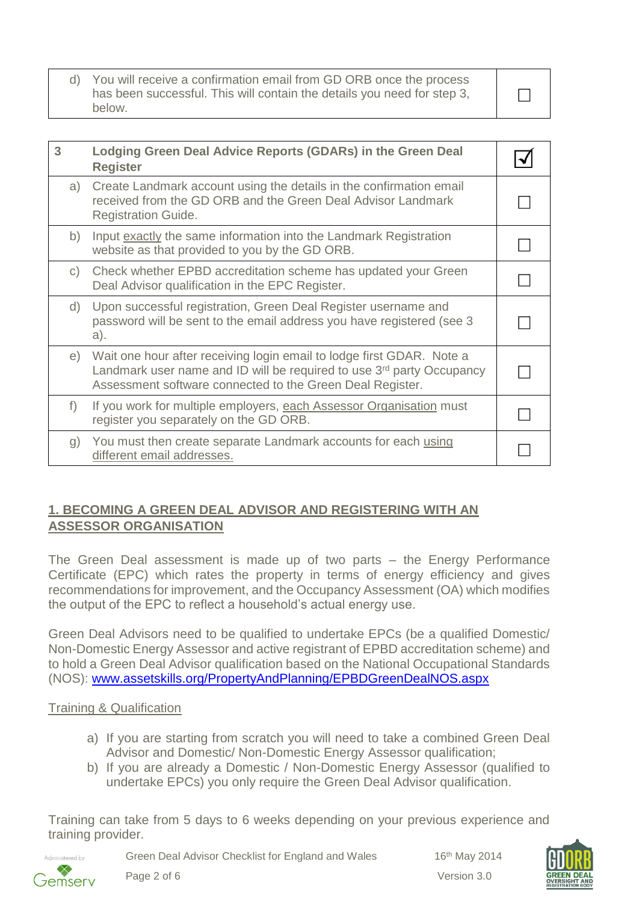| | | |
|---|---|---|
| d) | You will receive a confirmation email from GD ORB once the process has been successful. This will contain the details you need for step 3, below. | ☐ |

| 3 | **Lodging Green Deal Advice Reports (GDARs) in the Green Deal Register** | ☑ |
|---|---|---|
| a) | Create Landmark account using the details in the confirmation email received from the GD ORB and the Green Deal Advisor Landmark Registration Guide. | ☐ |
| b) | Input exactly the same information into the Landmark Registration website as that provided to you by the GD ORB. | ☐ |
| c) | Check whether EPBD accreditation scheme has updated your Green Deal Advisor qualification in the EPC Register. | ☐ |
| d) | Upon successful registration, Green Deal Register username and password will be sent to the email address you have registered (see 3 a). | ☐ |
| e) | Wait one hour after receiving login email to lodge first GDAR. Note a Landmark user name and ID will be required to use 3rd party Occupancy Assessment software connected to the Green Deal Register. | ☐ |
| f) | If you work for multiple employers, each Assessor Organisation must register you separately on the GD ORB. | ☐ |
| g) | You must then create separate Landmark accounts for each using different email addresses. | ☐ |

## 1. BECOMING A GREEN DEAL ADVISOR AND REGISTERING WITH AN ASSESSOR ORGANISATION

The Green Deal assessment is made up of two parts – the Energy Performance Certificate (EPC) which rates the property in terms of energy efficiency and gives recommendations for improvement, and the Occupancy Assessment (OA) which modifies the output of the EPC to reflect a household's actual energy use.

Green Deal Advisors need to be qualified to undertake EPCs (be a qualified Domestic/ Non-Domestic Energy Assessor and active registrant of EPBD accreditation scheme) and to hold a Green Deal Advisor qualification based on the National Occupational Standards (NOS): www.assetskills.org/PropertyAndPlanning/EPBDGreenDealNOS.aspx

### Training & Qualification

a) If you are starting from scratch you will need to take a combined Green Deal Advisor and Domestic/ Non-Domestic Energy Assessor qualification;
b) If you are already a Domestic / Non-Domestic Energy Assessor (qualified to undertake EPCs) you only require the Green Deal Advisor qualification.

Training can take from 5 days to 6 weeks depending on your previous experience and training provider.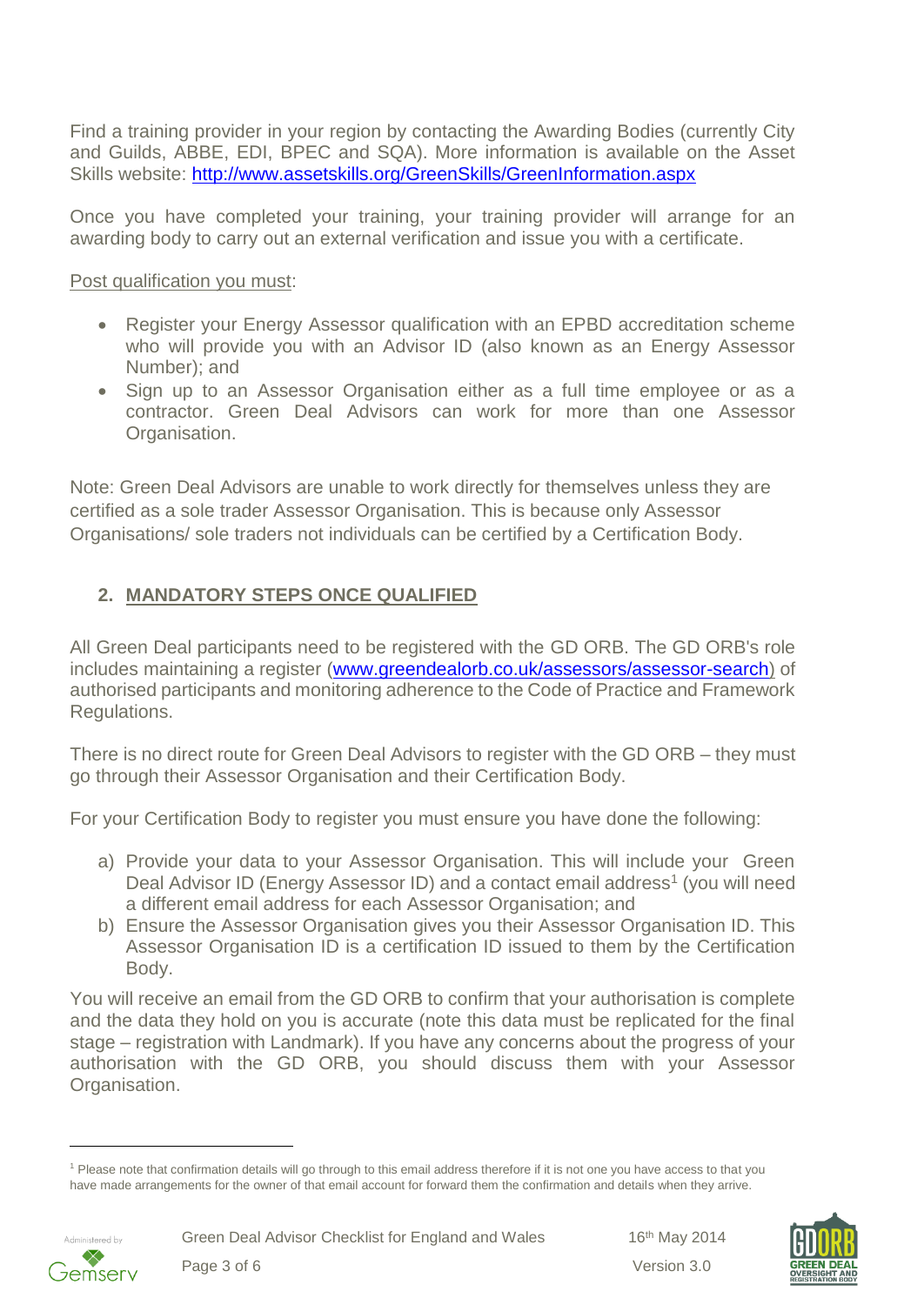Find a training provider in your region by contacting the Awarding Bodies (currently City and Guilds, ABBE, EDI, BPEC and SQA). More information is available on the Asset Skills website: [http://www.assetskills.org/GreenSkills/GreenInformation.aspx](http://www.assetskills.org/GreenSkills/GreenInformation.aspx)

Once you have completed your training, your training provider will arrange for an awarding body to carry out an external verification and issue you with a certificate.

Post qualification you must:

- Register your Energy Assessor qualification with an EPBD accreditation scheme who will provide you with an Advisor ID (also known as an Energy Assessor Number); and
- Sign up to an Assessor Organisation either as a full time employee or as a contractor. Green Deal Advisors can work for more than one Assessor Organisation.

Note: Green Deal Advisors are unable to work directly for themselves unless they are certified as a sole trader Assessor Organisation. This is because only Assessor Organisations/ sole traders not individuals can be certified by a Certification Body.

## 2. MANDATORY STEPS ONCE QUALIFIED

All Green Deal participants need to be registered with the GD ORB. The GD ORB's role includes maintaining a register ([www.greendealorb.co.uk/assessors/assessor-search](http://www.greendealorb.co.uk/assessors/assessor-search)) of authorised participants and monitoring adherence to the Code of Practice and Framework Regulations.

There is no direct route for Green Deal Advisors to register with the GD ORB – they must go through their Assessor Organisation and their Certification Body.

For your Certification Body to register you must ensure you have done the following:

a) Provide your data to your Assessor Organisation. This will include your Green Deal Advisor ID (Energy Assessor ID) and a contact email address[1] (you will need a different email address for each Assessor Organisation; and
b) Ensure the Assessor Organisation gives you their Assessor Organisation ID. This Assessor Organisation ID is a certification ID issued to them by the Certification Body.

You will receive an email from the GD ORB to confirm that your authorisation is complete and the data they hold on you is accurate (note this data must be replicated for the final stage – registration with Landmark). If you have any concerns about the progress of your authorisation with the GD ORB, you should discuss them with your Assessor Organisation.

[1] Please note that confirmation details will go through to this email address therefore if it is not one you have access to that you have made arrangements for the owner of that email account for forward them the confirmation and details when they arrive.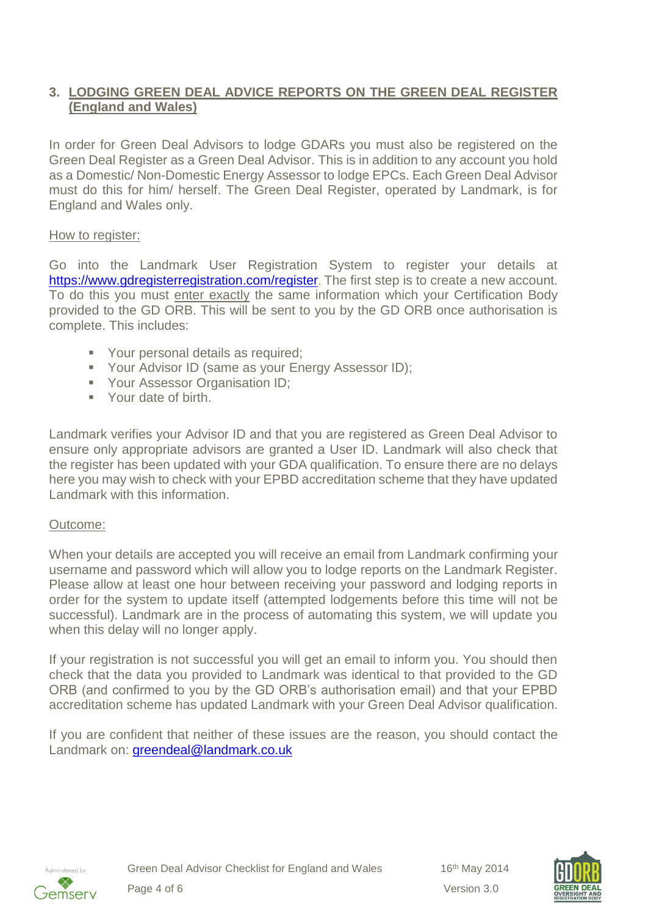## 3. LODGING GREEN DEAL ADVICE REPORTS ON THE GREEN DEAL REGISTER (England and Wales)

In order for Green Deal Advisors to lodge GDARs you must also be registered on the Green Deal Register as a Green Deal Advisor. This is in addition to any account you hold as a Domestic/ Non-Domestic Energy Assessor to lodge EPCs. Each Green Deal Advisor must do this for him/ herself. The Green Deal Register, operated by Landmark, is for England and Wales only.

How to register:

Go into the Landmark User Registration System to register your details at https://www.gdregisterregistration.com/register. The first step is to create a new account. To do this you must enter exactly the same information which your Certification Body provided to the GD ORB. This will be sent to you by the GD ORB once authorisation is complete. This includes:

- Your personal details as required;
- Your Advisor ID (same as your Energy Assessor ID);
- Your Assessor Organisation ID;
- Your date of birth.

Landmark verifies your Advisor ID and that you are registered as Green Deal Advisor to ensure only appropriate advisors are granted a User ID. Landmark will also check that the register has been updated with your GDA qualification. To ensure there are no delays here you may wish to check with your EPBD accreditation scheme that they have updated Landmark with this information.

Outcome:

When your details are accepted you will receive an email from Landmark confirming your username and password which will allow you to lodge reports on the Landmark Register. Please allow at least one hour between receiving your password and lodging reports in order for the system to update itself (attempted lodgements before this time will not be successful). Landmark are in the process of automating this system, we will update you when this delay will no longer apply.

If your registration is not successful you will get an email to inform you. You should then check that the data you provided to Landmark was identical to that provided to the GD ORB (and confirmed to you by the GD ORB's authorisation email) and that your EPBD accreditation scheme has updated Landmark with your Green Deal Advisor qualification.

If you are confident that neither of these issues are the reason, you should contact the Landmark on: greendeal@landmark.co.uk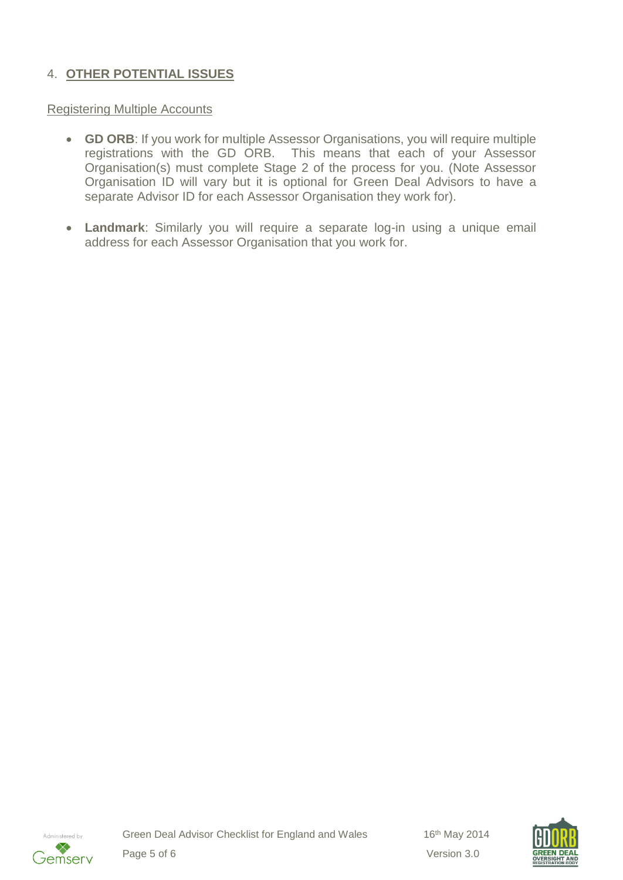## 4. **OTHER POTENTIAL ISSUES**

Registering Multiple Accounts

- **GD ORB**: If you work for multiple Assessor Organisations, you will require multiple registrations with the GD ORB. This means that each of your Assessor Organisation(s) must complete Stage 2 of the process for you. (Note Assessor Organisation ID will vary but it is optional for Green Deal Advisors to have a separate Advisor ID for each Assessor Organisation they work for).
- **Landmark**: Similarly you will require a separate log-in using a unique email address for each Assessor Organisation that you work for.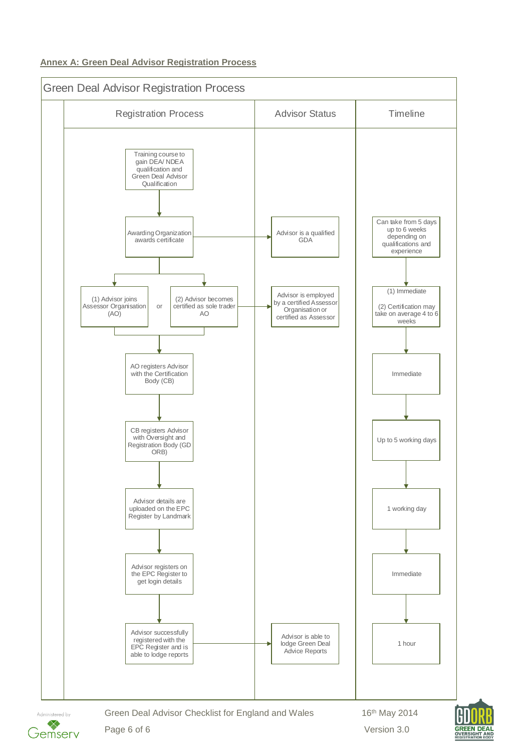## Annex A: Green Deal Advisor Registration Process

Green Deal Advisor Registration Process

| Registration Process | Advisor Status | Timeline |
|---|---|---|
| Training course to gain DEA/ NDEA qualification and Green Deal Advisor Qualification | | |
| Awarding Organization awards certificate | Advisor is a qualified GDA | Can take from 5 days up to 6 weeks depending on qualifications and experience |
| (1) Advisor joins Assessor Organisation (AO) or (2) Advisor becomes certified as sole trader AO | Advisor is employed by a certified Assessor Organisation or certified as Assessor | (1) Immediate (2) Certification may take on average 4 to 6 weeks |
| AO registers Advisor with the Certification Body (CB) | | Immediate |
| CB registers Advisor with Oversight and Registration Body (GD ORB) | | Up to 5 working days |
| Advisor details are uploaded on the EPC Register by Landmark | | 1 working day |
| Advisor registers on the EPC Register to get login details | | Immediate |
| Advisor successfully registered with the EPC Register and is able to lodge reports | Advisor is able to lodge Green Deal Advice Reports | 1 hour |